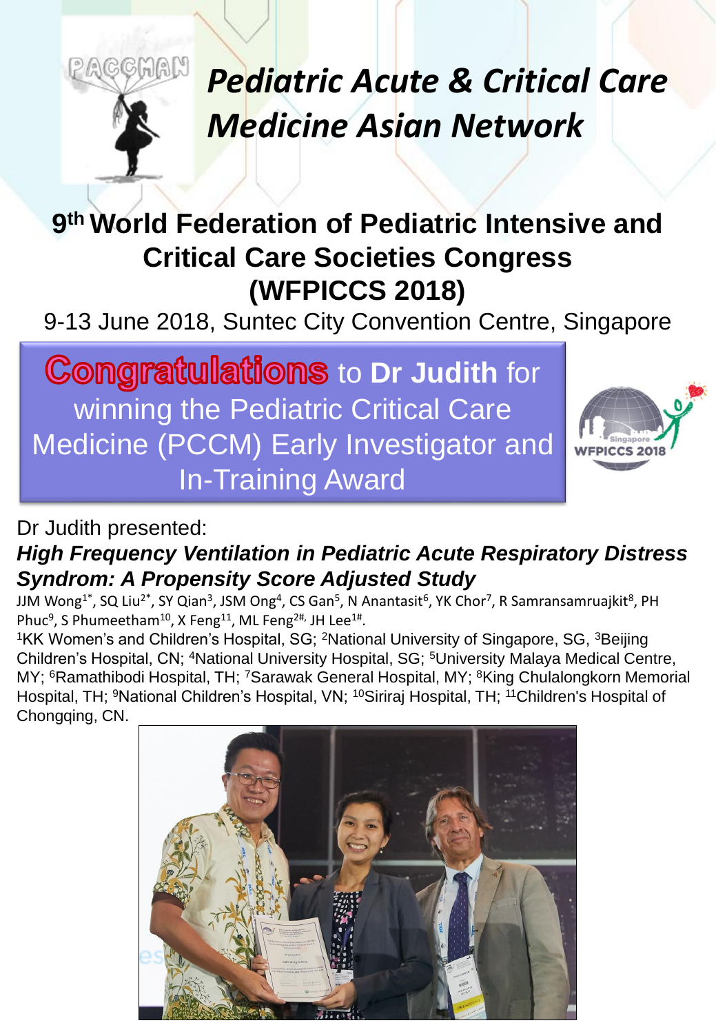# Pediatric Acute & Critical Care Medicine Asian Network

## 9th World Federation of Pediatric Intensive and Critical Care Societies Congress (WFPICCS 2018)

9-13 June 2018, Suntec City Convention Centre, Singapore

**Congratulations** to **Dr Judith** for winning the Pediatric Critical Care Medicine (PCCM) Early Investigator and In-Training Award

Dr Judith presented:

***High Frequency Ventilation in Pediatric Acute Respiratory Distress Syndrom: A Propensity Score Adjusted Study***

JJM Wong[1*], SQ Liu[2*], SY Qian[3], JSM Ong[4], CS Gan[5], N Anantasit[6], YK Chor[7], R Samransamruajkit[8], PH Phuc[9], S Phumeetham[10], X Feng[11], ML Feng[2#], JH Lee[1#].

[1]KK Women's and Children's Hospital, SG; [2]National University of Singapore, SG, [3]Beijing Children's Hospital, CN; [4]National University Hospital, SG; [5]University Malaya Medical Centre, MY; [6]Ramathibodi Hospital, TH; [7]Sarawak General Hospital, MY; [8]King Chulalongkorn Memorial Hospital, TH; [9]National Children's Hospital, VN; [10]Siriraj Hospital, TH; [11]Children's Hospital of Chongqing, CN.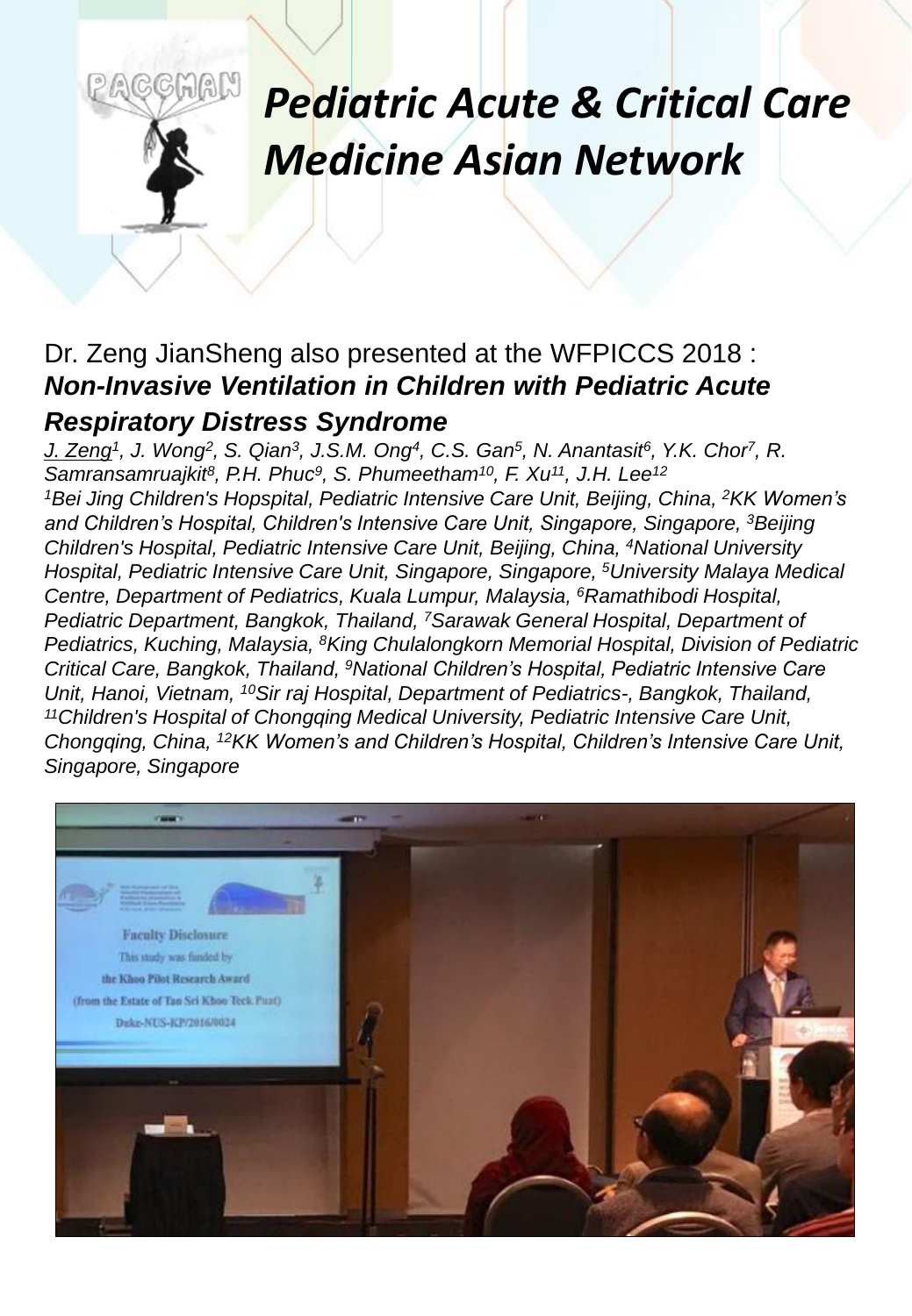# *Pediatric Acute & Critical Care Medicine Asian Network*

Dr. Zeng JianSheng also presented at the WFPICCS 2018 :

***Non-Invasive Ventilation in Children with Pediatric Acute Respiratory Distress Syndrome***

*J. Zeng[1], J. Wong[2], S. Qian[3], J.S.M. Ong[4], C.S. Gan[5], N. Anantasit[6], Y.K. Chor[7], R. Samransamruajkit[8], P.H. Phuc[9], S. Phumeetham[10], F. Xu[11], J.H. Lee[12]*

*[1]Bei Jing Children's Hopspital, Pediatric Intensive Care Unit, Beijing, China, [2]KK Women's and Children's Hospital, Children's Intensive Care Unit, Singapore, Singapore, [3]Beijing Children's Hospital, Pediatric Intensive Care Unit, Beijing, China, [4]National University Hospital, Pediatric Intensive Care Unit, Singapore, Singapore, [5]University Malaya Medical Centre, Department of Pediatrics, Kuala Lumpur, Malaysia, [6]Ramathibodi Hospital, Pediatric Department, Bangkok, Thailand, [7]Sarawak General Hospital, Department of Pediatrics, Kuching, Malaysia, [8]King Chulalongkorn Memorial Hospital, Division of Pediatric Critical Care, Bangkok, Thailand, [9]National Children's Hospital, Pediatric Intensive Care Unit, Hanoi, Vietnam, [10]Sir raj Hospital, Department of Pediatrics-, Bangkok, Thailand, [11]Children's Hospital of Chongqing Medical University, Pediatric Intensive Care Unit, Chongqing, China, [12]KK Women's and Children's Hospital, Children's Intensive Care Unit, Singapore, Singapore*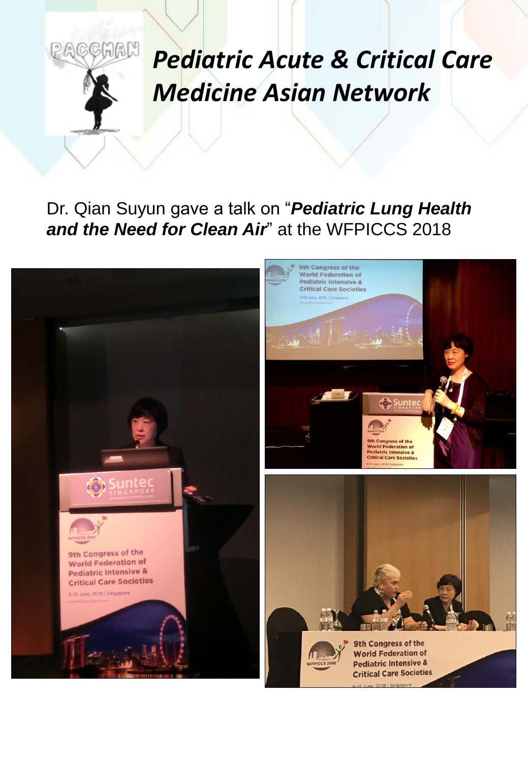# *Pediatric Acute & Critical Care Medicine Asian Network*

Dr. Qian Suyun gave a talk on "***Pediatric Lung Health and the Need for Clean Air***" at the WFPICCS 2018